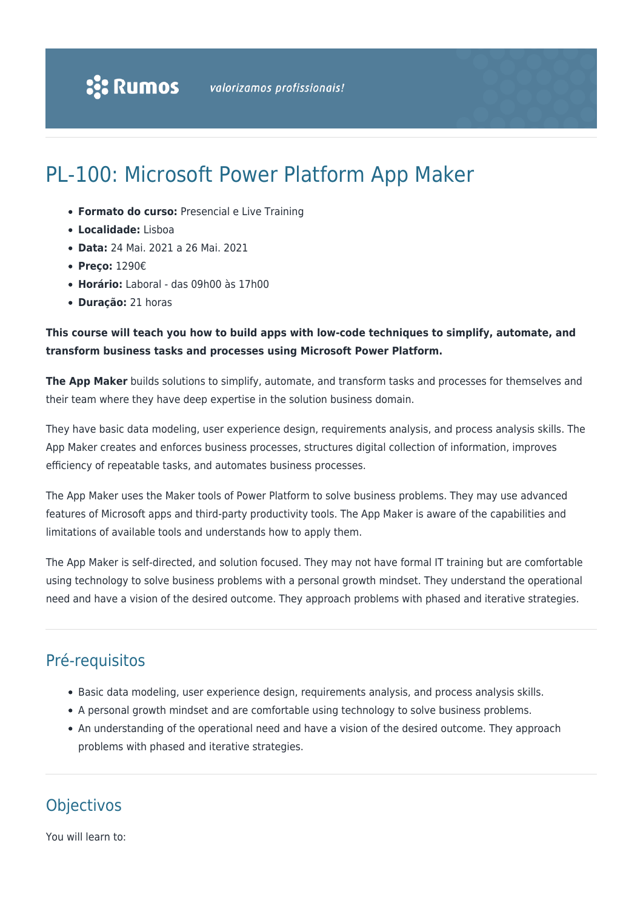# PL-100: Microsoft Power Platform App Maker

- **Formato do curso:** Presencial e Live Training
- **Localidade:** Lisboa
- **Data:** 24 Mai. 2021 a 26 Mai. 2021
- **Preço:** 1290€
- **Horário:** Laboral - das 09h00 às 17h00
- **Duração:** 21 horas

**This course will teach you how to build apps with low-code techniques to simplify, automate, and transform business tasks and processes using Microsoft Power Platform.**

**The App Maker** builds solutions to simplify, automate, and transform tasks and processes for themselves and their team where they have deep expertise in the solution business domain.

They have basic data modeling, user experience design, requirements analysis, and process analysis skills. The App Maker creates and enforces business processes, structures digital collection of information, improves efficiency of repeatable tasks, and automates business processes.

The App Maker uses the Maker tools of Power Platform to solve business problems. They may use advanced features of Microsoft apps and third-party productivity tools. The App Maker is aware of the capabilities and limitations of available tools and understands how to apply them.

The App Maker is self-directed, and solution focused. They may not have formal IT training but are comfortable using technology to solve business problems with a personal growth mindset. They understand the operational need and have a vision of the desired outcome. They approach problems with phased and iterative strategies.

## Pré-requisitos

- Basic data modeling, user experience design, requirements analysis, and process analysis skills.
- A personal growth mindset and are comfortable using technology to solve business problems.
- An understanding of the operational need and have a vision of the desired outcome. They approach problems with phased and iterative strategies.

## Objectivos

You will learn to: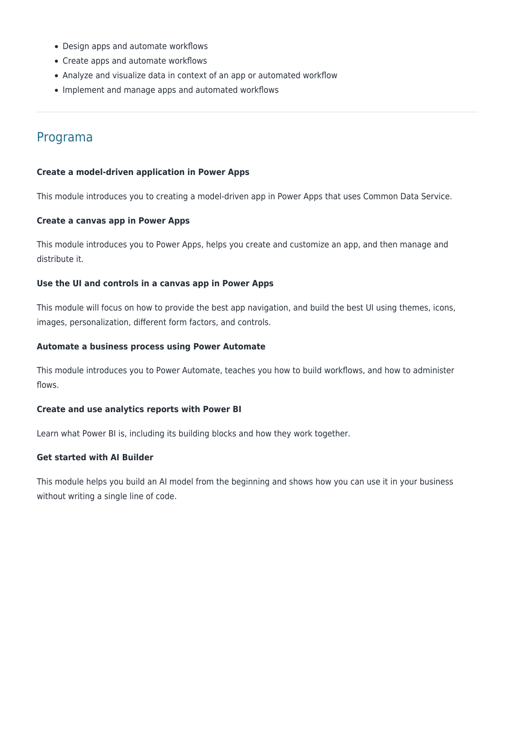- Design apps and automate workflows
- Create apps and automate workflows
- Analyze and visualize data in context of an app or automated workflow
- Implement and manage apps and automated workflows

---

## Programa

**Create a model-driven application in Power Apps**

This module introduces you to creating a model-driven app in Power Apps that uses Common Data Service.

**Create a canvas app in Power Apps**

This module introduces you to Power Apps, helps you create and customize an app, and then manage and distribute it.

**Use the UI and controls in a canvas app in Power Apps**

This module will focus on how to provide the best app navigation, and build the best UI using themes, icons, images, personalization, different form factors, and controls.

**Automate a business process using Power Automate**

This module introduces you to Power Automate, teaches you how to build workflows, and how to administer flows.

**Create and use analytics reports with Power BI**

Learn what Power BI is, including its building blocks and how they work together.

**Get started with AI Builder**

This module helps you build an AI model from the beginning and shows how you can use it in your business without writing a single line of code.